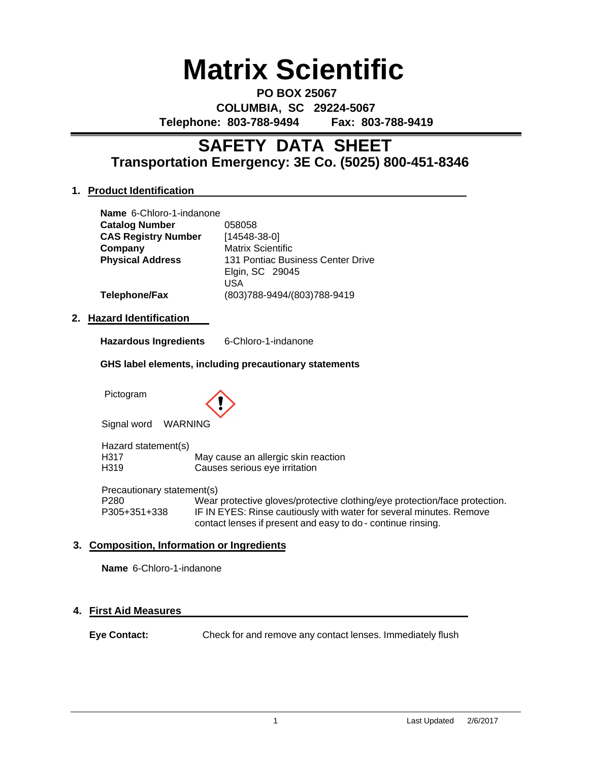# Matrix Scientific

**PO BOX 25067**
**COLUMBIA, SC 29224-5067**
**Telephone: 803-788-9494 Fax: 803-788-9419**

# SAFETY DATA SHEET
## Transportation Emergency: 3E Co. (5025) 800-451-8346

### 1. Product Identification

| | |
|---|---|
| **Name** | 6-Chloro-1-indanone |
| **Catalog Number** | 058058 |
| **CAS Registry Number** | [14548-38-0] |
| **Company** | Matrix Scientific |
| **Physical Address** | 131 Pontiac Business Center Drive<br>Elgin, SC 29045<br>USA |
| **Telephone/Fax** | (803)788-9494/(803)788-9419 |

### 2. Hazard Identification

**Hazardous Ingredients** 6-Chloro-1-indanone

**GHS label elements, including precautionary statements**

Pictogram

Signal word WARNING

Hazard statement(s)

| | |
|---|---|
| H317 | May cause an allergic skin reaction |
| H319 | Causes serious eye irritation |

Precautionary statement(s)

| | |
|---|---|
| P280 | Wear protective gloves/protective clothing/eye protection/face protection. |
| P305+351+338 | IF IN EYES: Rinse cautiously with water for several minutes. Remove contact lenses if present and easy to do - continue rinsing. |

### 3. Composition, Information or Ingredients

**Name** 6-Chloro-1-indanone

### 4. First Aid Measures

**Eye Contact:** Check for and remove any contact lenses. Immediately flush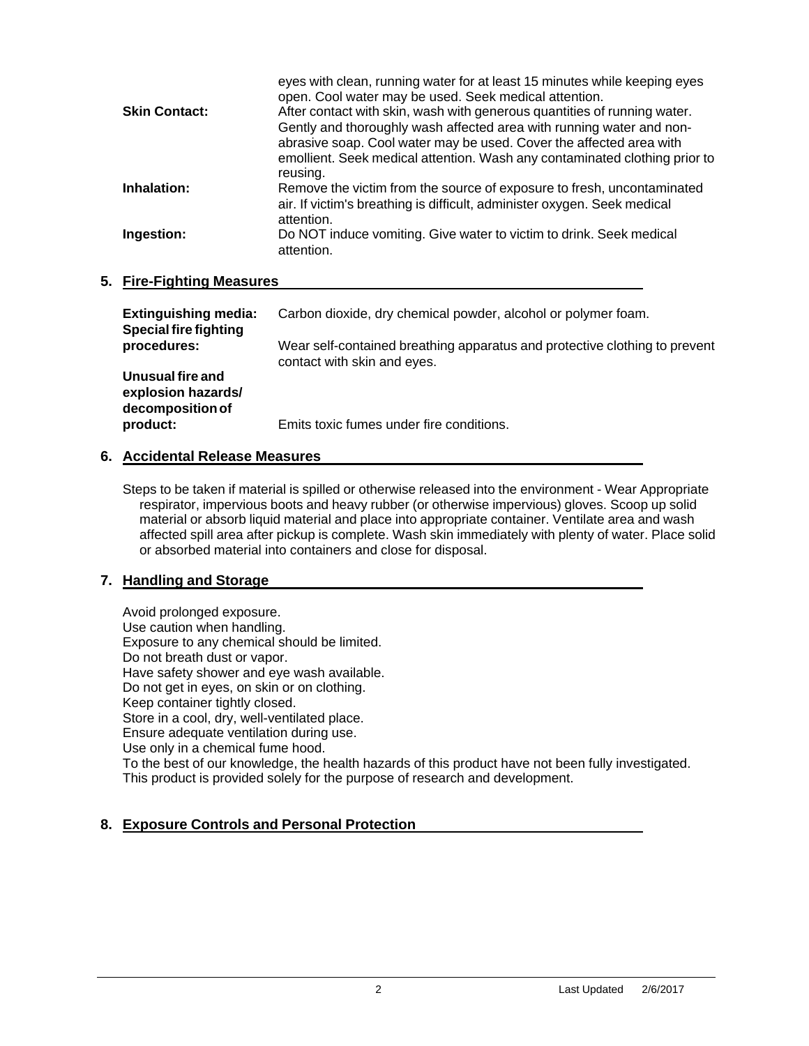eyes with clean, running water for at least 15 minutes while keeping eyes open. Cool water may be used. Seek medical attention.

**Skin Contact:** After contact with skin, wash with generous quantities of running water. Gently and thoroughly wash affected area with running water and non-abrasive soap. Cool water may be used. Cover the affected area with emollient. Seek medical attention. Wash any contaminated clothing prior to reusing.

**Inhalation:** Remove the victim from the source of exposure to fresh, uncontaminated air. If victim's breathing is difficult, administer oxygen. Seek medical attention.

**Ingestion:** Do NOT induce vomiting. Give water to victim to drink. Seek medical attention.

## 5. Fire-Fighting Measures

**Extinguishing media:** Carbon dioxide, dry chemical powder, alcohol or polymer foam.

**Special fire fighting procedures:** Wear self-contained breathing apparatus and protective clothing to prevent contact with skin and eyes.

**Unusual fire and explosion hazards/ decomposition of product:** Emits toxic fumes under fire conditions.

## 6. Accidental Release Measures

Steps to be taken if material is spilled or otherwise released into the environment - Wear Appropriate respirator, impervious boots and heavy rubber (or otherwise impervious) gloves. Scoop up solid material or absorb liquid material and place into appropriate container. Ventilate area and wash affected spill area after pickup is complete. Wash skin immediately with plenty of water. Place solid or absorbed material into containers and close for disposal.

## 7. Handling and Storage

Avoid prolonged exposure.
Use caution when handling.
Exposure to any chemical should be limited.
Do not breath dust or vapor.
Have safety shower and eye wash available.
Do not get in eyes, on skin or on clothing.
Keep container tightly closed.
Store in a cool, dry, well-ventilated place.
Ensure adequate ventilation during use.
Use only in a chemical fume hood.
To the best of our knowledge, the health hazards of this product have not been fully investigated.
This product is provided solely for the purpose of research and development.

## 8. Exposure Controls and Personal Protection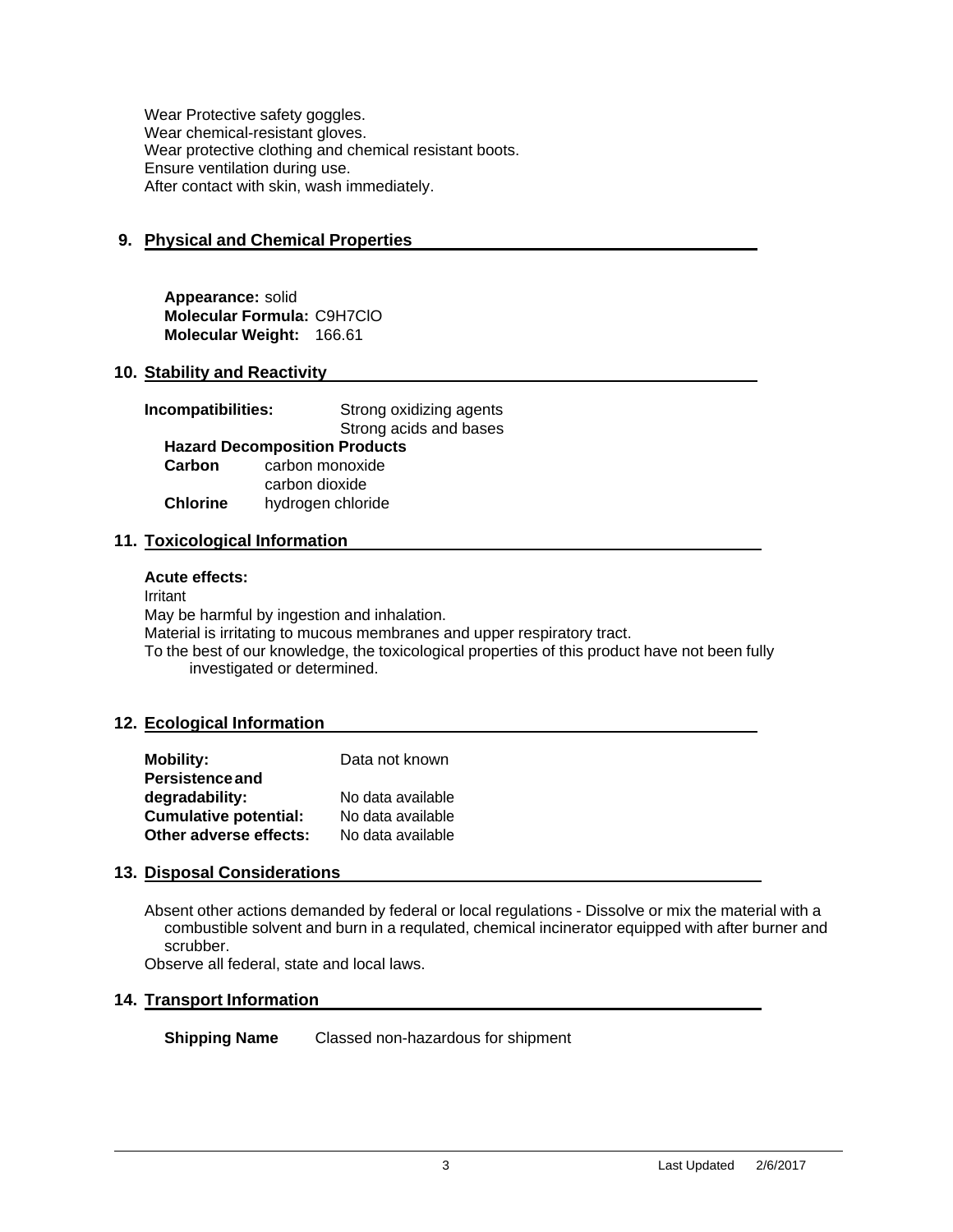Wear Protective safety goggles.
Wear chemical-resistant gloves.
Wear protective clothing and chemical resistant boots.
Ensure ventilation during use.
After contact with skin, wash immediately.

## 9. Physical and Chemical Properties

**Appearance:** solid
**Molecular Formula:** $C_9H_7ClO$
**Molecular Weight:** 166.61

## 10. Stability and Reactivity

**Incompatibilities:** Strong oxidizing agents
Strong acids and bases

**Hazard Decomposition Products**

| | |
|---|---|
| **Carbon** | carbon monoxide |
| | carbon dioxide |
| **Chlorine** | hydrogen chloride |

## 11. Toxicological Information

**Acute effects:**

Irritant
May be harmful by ingestion and inhalation.
Material is irritating to mucous membranes and upper respiratory tract.
To the best of our knowledge, the toxicological properties of this product have not been fully investigated or determined.

## 12. Ecological Information

| | |
|---|---|
| **Mobility:** | Data not known |
| **Persistence and degradability:** | No data available |
| **Cumulative potential:** | No data available |
| **Other adverse effects:** | No data available |

## 13. Disposal Considerations

Absent other actions demanded by federal or local regulations - Dissolve or mix the material with a combustible solvent and burn in a requlated, chemical incinerator equipped with after burner and scrubber.
Observe all federal, state and local laws.

## 14. Transport Information

**Shipping Name** Classed non-hazardous for shipment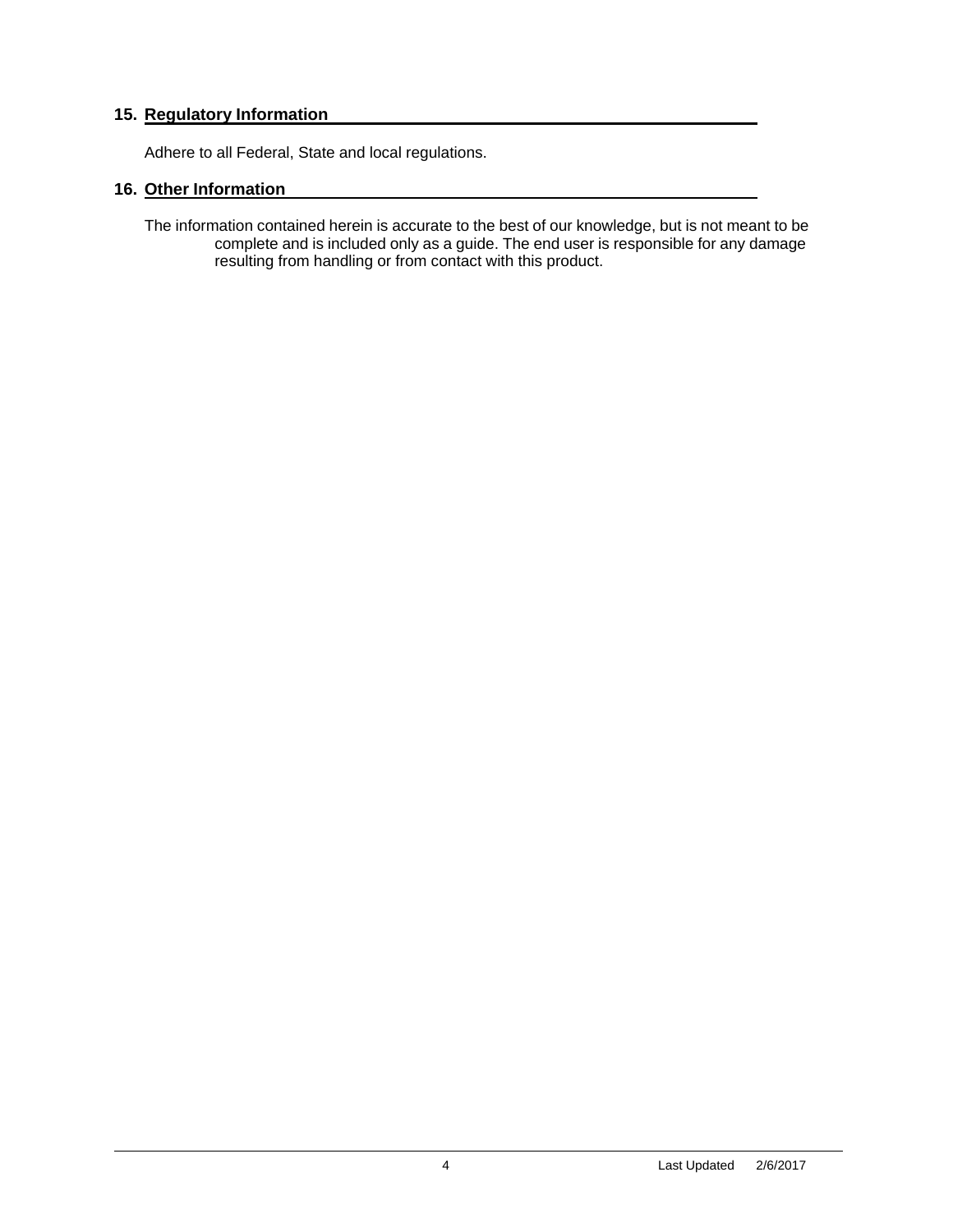## 15. Regulatory Information

Adhere to all Federal, State and local regulations.

## 16. Other Information

The information contained herein is accurate to the best of our knowledge, but is not meant to be complete and is included only as a guide. The end user is responsible for any damage resulting from handling or from contact with this product.